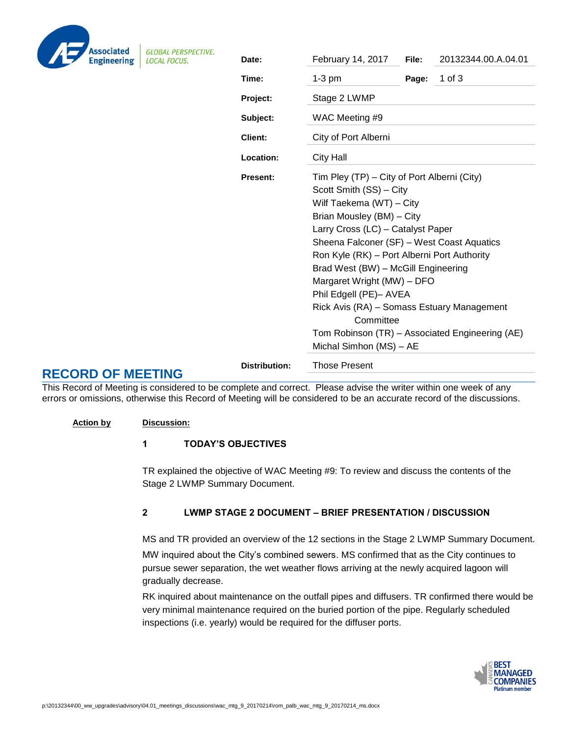| | | | |
|---|---|---|---|
| **Date:** | February 14, 2017 | **File:** | 20132344.00.A.04.01 |
| **Time:** | 1-3 pm | **Page:** | 1 of 3 |
| **Project:** | Stage 2 LWMP | | |
| **Subject:** | WAC Meeting #9 | | |
| **Client:** | City of Port Alberni | | |
| **Location:** | City Hall | | |
| **Present:** | Tim Pley (TP) – City of Port Alberni (City)<br>Scott Smith (SS) – City<br>Wilf Taekema (WT) – City<br>Brian Mousley (BM) – City<br>Larry Cross (LC) – Catalyst Paper<br>Sheena Falconer (SF) – West Coast Aquatics<br>Ron Kyle (RK) – Port Alberni Port Authority<br>Brad West (BW) – McGill Engineering<br>Margaret Wright (MW) – DFO<br>Phil Edgell (PE)– AVEA<br>Rick Avis (RA) – Somass Estuary Management Committee<br>Tom Robinson (TR) – Associated Engineering (AE)<br>Michal Simhon (MS) – AE | | |
| **Distribution:** | Those Present | | |

# RECORD OF MEETING

This Record of Meeting is considered to be complete and correct. Please advise the writer within one week of any errors or omissions, otherwise this Record of Meeting will be considered to be an accurate record of the discussions.

**Action by** | **Discussion:**

## 1 TODAY'S OBJECTIVES

TR explained the objective of WAC Meeting #9: To review and discuss the contents of the Stage 2 LWMP Summary Document.

## 2 LWMP STAGE 2 DOCUMENT – BRIEF PRESENTATION / DISCUSSION

MS and TR provided an overview of the 12 sections in the Stage 2 LWMP Summary Document.

MW inquired about the City's combined sewers. MS confirmed that as the City continues to pursue sewer separation, the wet weather flows arriving at the newly acquired lagoon will gradually decrease.

RK inquired about maintenance on the outfall pipes and diffusers. TR confirmed there would be very minimal maintenance required on the buried portion of the pipe. Regularly scheduled inspections (i.e. yearly) would be required for the diffuser ports.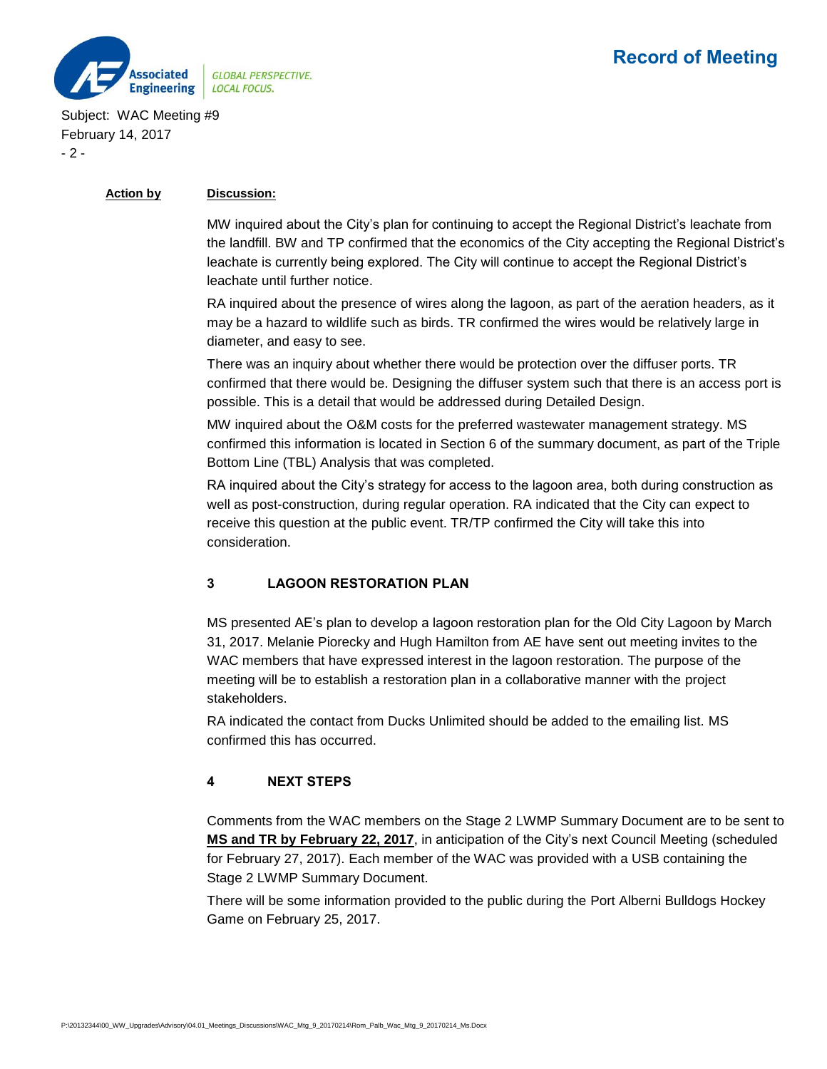| Action by | Discussion: |
|---|---|

MW inquired about the City's plan for continuing to accept the Regional District's leachate from the landfill. BW and TP confirmed that the economics of the City accepting the Regional District's leachate is currently being explored. The City will continue to accept the Regional District's leachate until further notice.

RA inquired about the presence of wires along the lagoon, as part of the aeration headers, as it may be a hazard to wildlife such as birds. TR confirmed the wires would be relatively large in diameter, and easy to see.

There was an inquiry about whether there would be protection over the diffuser ports. TR confirmed that there would be. Designing the diffuser system such that there is an access port is possible. This is a detail that would be addressed during Detailed Design.

MW inquired about the O&M costs for the preferred wastewater management strategy. MS confirmed this information is located in Section 6 of the summary document, as part of the Triple Bottom Line (TBL) Analysis that was completed.

RA inquired about the City's strategy for access to the lagoon area, both during construction as well as post-construction, during regular operation. RA indicated that the City can expect to receive this question at the public event. TR/TP confirmed the City will take this into consideration.

## 3 LAGOON RESTORATION PLAN

MS presented AE's plan to develop a lagoon restoration plan for the Old City Lagoon by March 31, 2017. Melanie Piorecky and Hugh Hamilton from AE have sent out meeting invites to the WAC members that have expressed interest in the lagoon restoration. The purpose of the meeting will be to establish a restoration plan in a collaborative manner with the project stakeholders.

RA indicated the contact from Ducks Unlimited should be added to the emailing list. MS confirmed this has occurred.

## 4 NEXT STEPS

Comments from the WAC members on the Stage 2 LWMP Summary Document are to be sent to **MS and TR by February 22, 2017**, in anticipation of the City's next Council Meeting (scheduled for February 27, 2017). Each member of the WAC was provided with a USB containing the Stage 2 LWMP Summary Document.

There will be some information provided to the public during the Port Alberni Bulldogs Hockey Game on February 25, 2017.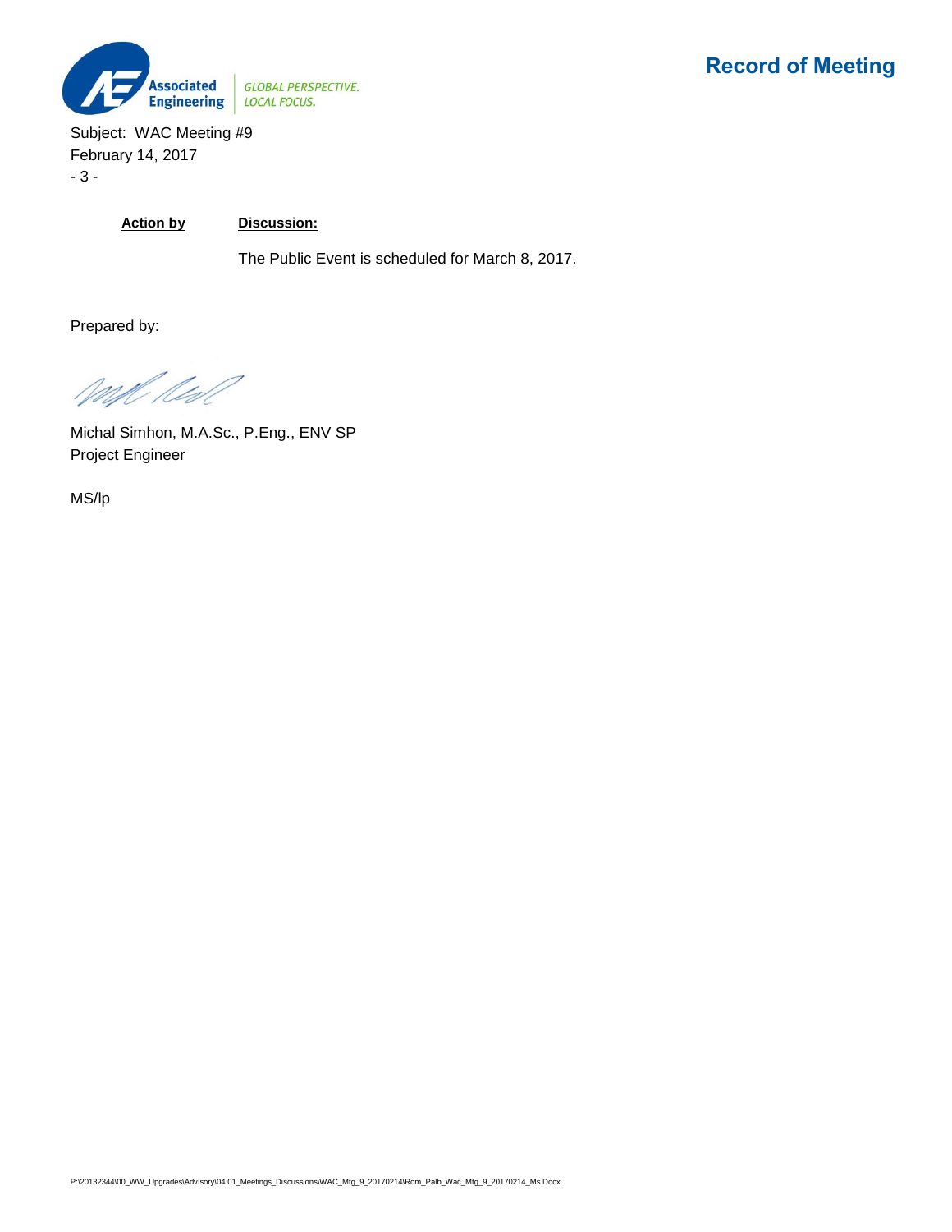| Action by | Discussion: |
| --- | --- |
| | The Public Event is scheduled for March 8, 2017. |

Prepared by:

Michal Simhon, M.A.Sc., P.Eng., ENV SP
Project Engineer

MS/lp